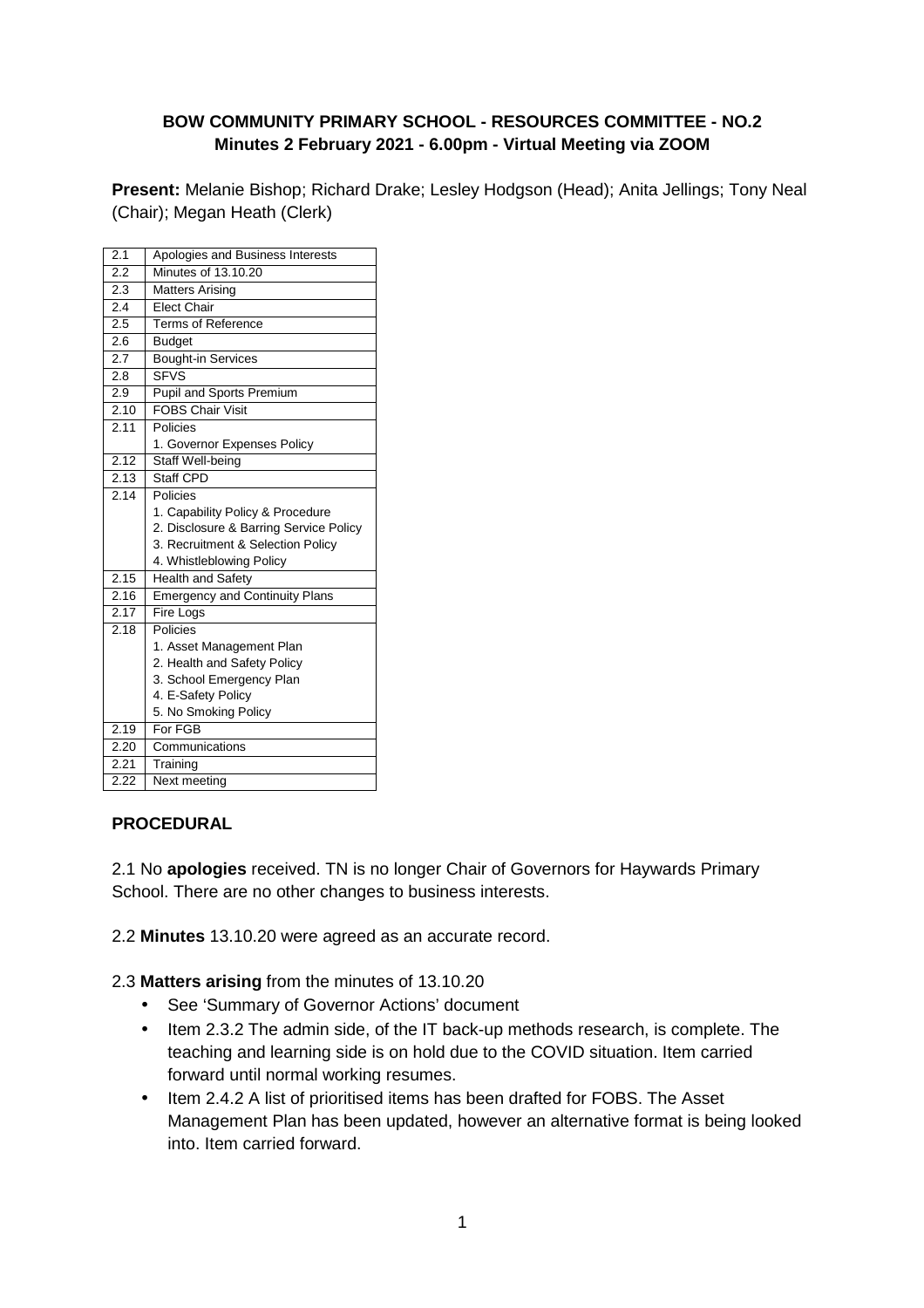**BOW COMMUNITY PRIMARY SCHOOL - RESOURCES COMMITTEE - NO.2**
**Minutes 2 February 2021 - 6.00pm - Virtual Meeting via ZOOM**

**Present:** Melanie Bishop; Richard Drake; Lesley Hodgson (Head); Anita Jellings; Tony Neal (Chair); Megan Heath (Clerk)

| | |
|---|---|
| 2.1 | Apologies and Business Interests |
| 2.2 | Minutes of 13.10.20 |
| 2.3 | Matters Arising |
| 2.4 | Elect Chair |
| 2.5 | Terms of Reference |
| 2.6 | Budget |
| 2.7 | Bought-in Services |
| 2.8 | SFVS |
| 2.9 | Pupil and Sports Premium |
| 2.10 | FOBS Chair Visit |
| 2.11 | Policies<br>1. Governor Expenses Policy |
| 2.12 | Staff Well-being |
| 2.13 | Staff CPD |
| 2.14 | Policies<br>1. Capability Policy & Procedure<br>2. Disclosure & Barring Service Policy<br>3. Recruitment & Selection Policy<br>4. Whistleblowing Policy |
| 2.15 | Health and Safety |
| 2.16 | Emergency and Continuity Plans |
| 2.17 | Fire Logs |
| 2.18 | Policies<br>1. Asset Management Plan<br>2. Health and Safety Policy<br>3. School Emergency Plan<br>4. E-Safety Policy<br>5. No Smoking Policy |
| 2.19 | For FGB |
| 2.20 | Communications |
| 2.21 | Training |
| 2.22 | Next meeting |

**PROCEDURAL**

2.1 No **apologies** received. TN is no longer Chair of Governors for Haywards Primary School. There are no other changes to business interests.

2.2 **Minutes** 13.10.20 were agreed as an accurate record.

2.3 **Matters arising** from the minutes of 13.10.20

- See 'Summary of Governor Actions' document
- Item 2.3.2 The admin side, of the IT back-up methods research, is complete. The teaching and learning side is on hold due to the COVID situation. Item carried forward until normal working resumes.
- Item 2.4.2 A list of prioritised items has been drafted for FOBS. The Asset Management Plan has been updated, however an alternative format is being looked into. Item carried forward.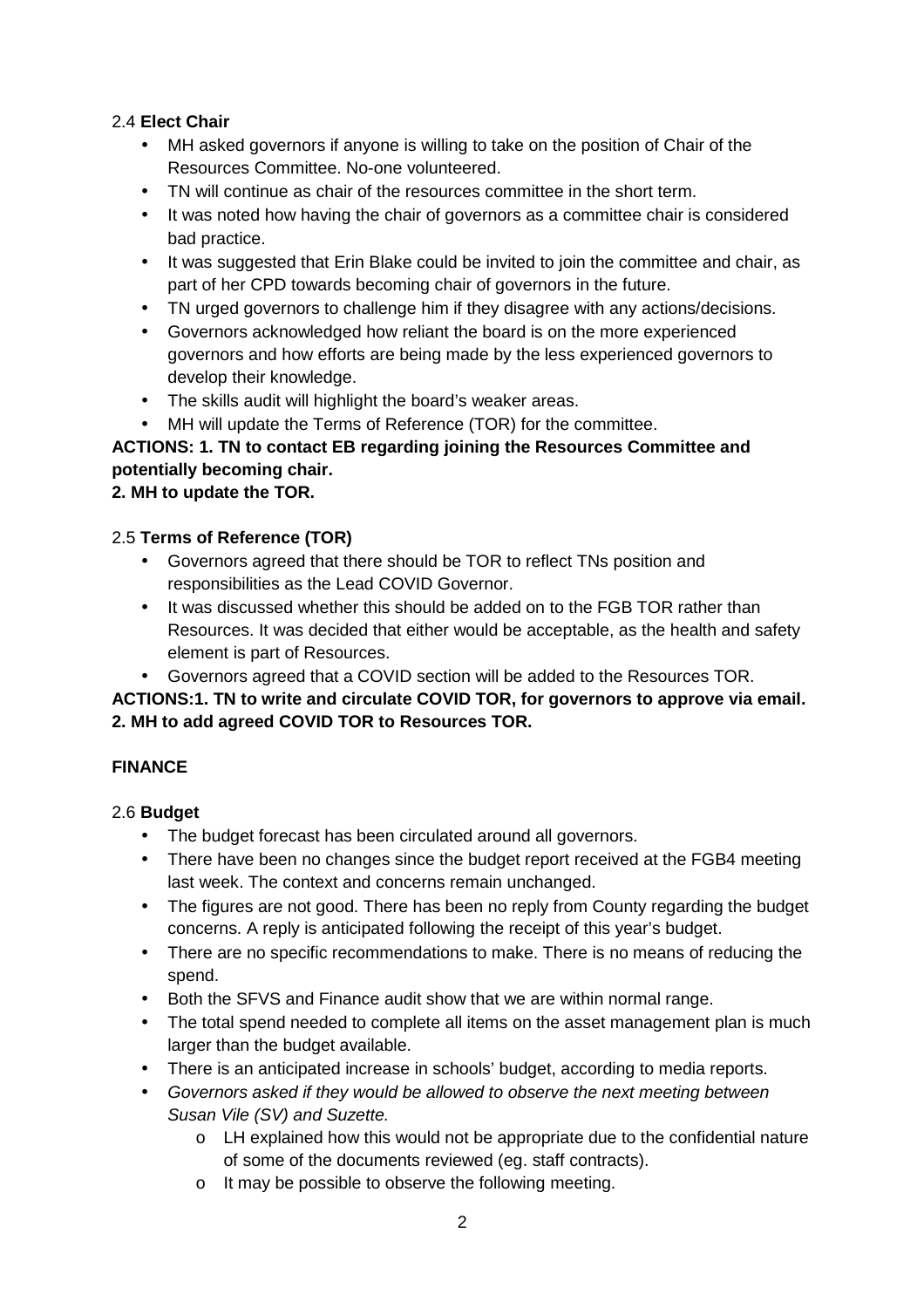2.4 **Elect Chair**

- MH asked governors if anyone is willing to take on the position of Chair of the Resources Committee. No-one volunteered.
- TN will continue as chair of the resources committee in the short term.
- It was noted how having the chair of governors as a committee chair is considered bad practice.
- It was suggested that Erin Blake could be invited to join the committee and chair, as part of her CPD towards becoming chair of governors in the future.
- TN urged governors to challenge him if they disagree with any actions/decisions.
- Governors acknowledged how reliant the board is on the more experienced governors and how efforts are being made by the less experienced governors to develop their knowledge.
- The skills audit will highlight the board's weaker areas.
- MH will update the Terms of Reference (TOR) for the committee.

**ACTIONS: 1. TN to contact EB regarding joining the Resources Committee and potentially becoming chair.**
**2. MH to update the TOR.**

2.5 **Terms of Reference (TOR)**

- Governors agreed that there should be TOR to reflect TNs position and responsibilities as the Lead COVID Governor.
- It was discussed whether this should be added on to the FGB TOR rather than Resources. It was decided that either would be acceptable, as the health and safety element is part of Resources.
- Governors agreed that a COVID section will be added to the Resources TOR.

**ACTIONS:1. TN to write and circulate COVID TOR, for governors to approve via email.**
**2. MH to add agreed COVID TOR to Resources TOR.**

**FINANCE**

2.6 **Budget**

- The budget forecast has been circulated around all governors.
- There have been no changes since the budget report received at the FGB4 meeting last week. The context and concerns remain unchanged.
- The figures are not good. There has been no reply from County regarding the budget concerns. A reply is anticipated following the receipt of this year's budget.
- There are no specific recommendations to make. There is no means of reducing the spend.
- Both the SFVS and Finance audit show that we are within normal range.
- The total spend needed to complete all items on the asset management plan is much larger than the budget available.
- There is an anticipated increase in schools' budget, according to media reports.
- *Governors asked if they would be allowed to observe the next meeting between Susan Vile (SV) and Suzette.*
    - LH explained how this would not be appropriate due to the confidential nature of some of the documents reviewed (eg. staff contracts).
    - It may be possible to observe the following meeting.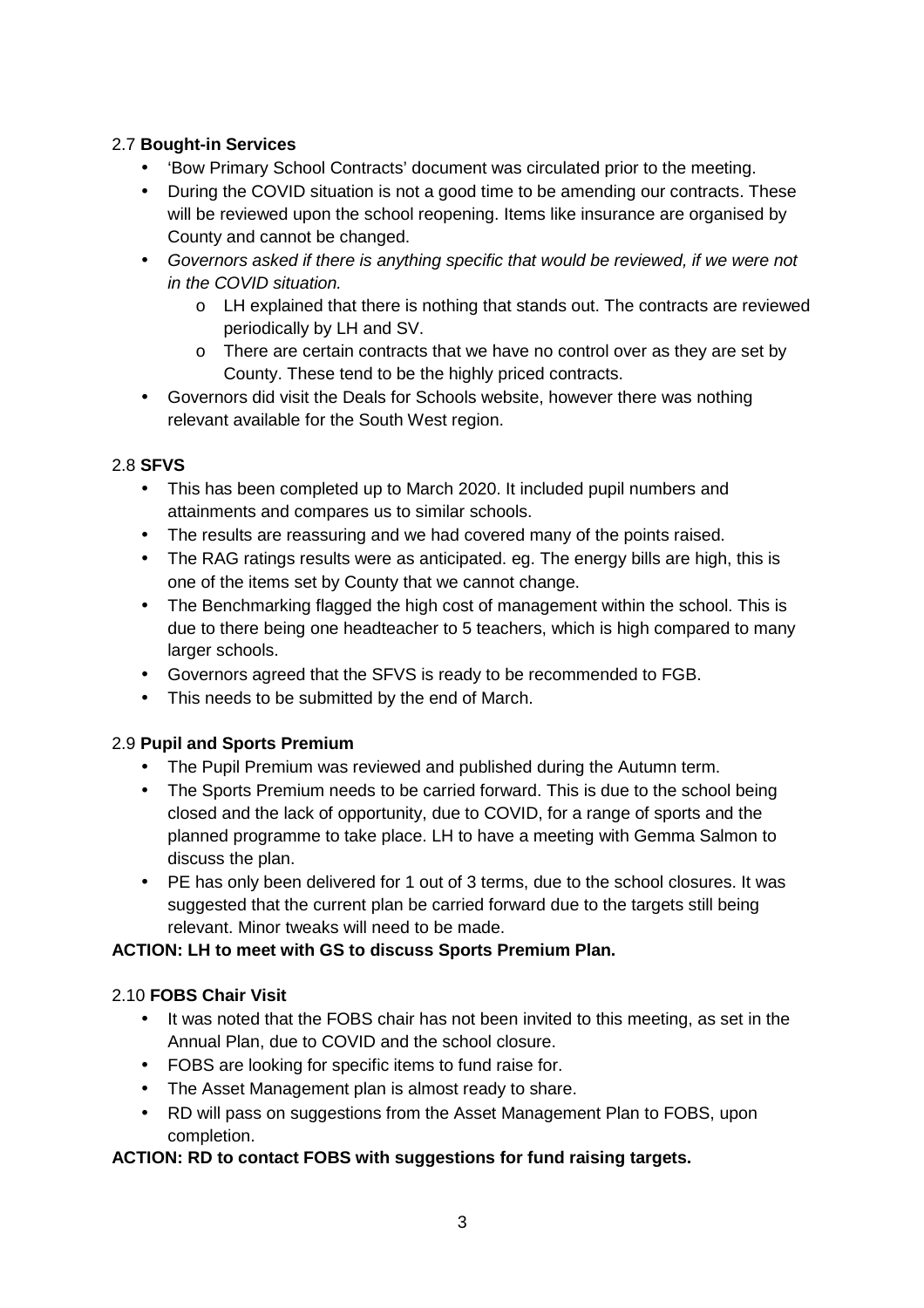2.7 **Bought-in Services**

- 'Bow Primary School Contracts' document was circulated prior to the meeting.
- During the COVID situation is not a good time to be amending our contracts. These will be reviewed upon the school reopening. Items like insurance are organised by County and cannot be changed.
- *Governors asked if there is anything specific that would be reviewed, if we were not in the COVID situation.*
    - LH explained that there is nothing that stands out. The contracts are reviewed periodically by LH and SV.
    - There are certain contracts that we have no control over as they are set by County. These tend to be the highly priced contracts.
- Governors did visit the Deals for Schools website, however there was nothing relevant available for the South West region.

2.8 **SFVS**

- This has been completed up to March 2020. It included pupil numbers and attainments and compares us to similar schools.
- The results are reassuring and we had covered many of the points raised.
- The RAG ratings results were as anticipated. eg. The energy bills are high, this is one of the items set by County that we cannot change.
- The Benchmarking flagged the high cost of management within the school. This is due to there being one headteacher to 5 teachers, which is high compared to many larger schools.
- Governors agreed that the SFVS is ready to be recommended to FGB.
- This needs to be submitted by the end of March.

2.9 **Pupil and Sports Premium**

- The Pupil Premium was reviewed and published during the Autumn term.
- The Sports Premium needs to be carried forward. This is due to the school being closed and the lack of opportunity, due to COVID, for a range of sports and the planned programme to take place. LH to have a meeting with Gemma Salmon to discuss the plan.
- PE has only been delivered for 1 out of 3 terms, due to the school closures. It was suggested that the current plan be carried forward due to the targets still being relevant. Minor tweaks will need to be made.

**ACTION: LH to meet with GS to discuss Sports Premium Plan.**

2.10 **FOBS Chair Visit**

- It was noted that the FOBS chair has not been invited to this meeting, as set in the Annual Plan, due to COVID and the school closure.
- FOBS are looking for specific items to fund raise for.
- The Asset Management plan is almost ready to share.
- RD will pass on suggestions from the Asset Management Plan to FOBS, upon completion.

**ACTION: RD to contact FOBS with suggestions for fund raising targets.**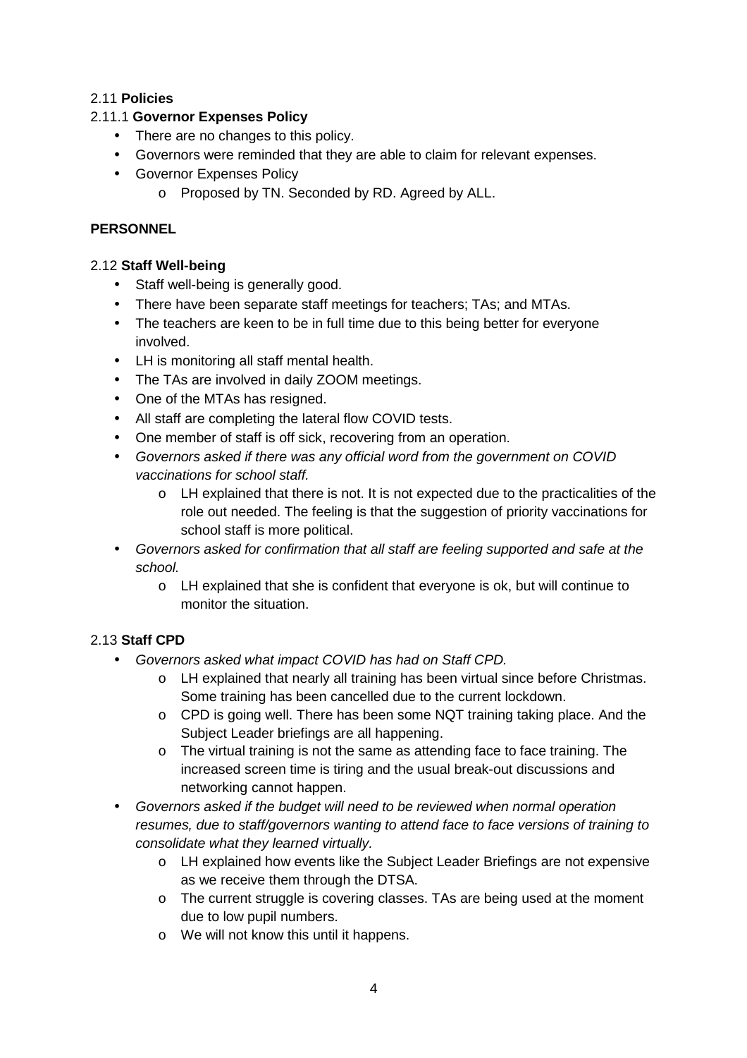2.11 **Policies**

2.11.1 **Governor Expenses Policy**

- There are no changes to this policy.
- Governors were reminded that they are able to claim for relevant expenses.
- Governor Expenses Policy
    - Proposed by TN. Seconded by RD. Agreed by ALL.

**PERSONNEL**

2.12 **Staff Well-being**

- Staff well-being is generally good.
- There have been separate staff meetings for teachers; TAs; and MTAs.
- The teachers are keen to be in full time due to this being better for everyone involved.
- LH is monitoring all staff mental health.
- The TAs are involved in daily ZOOM meetings.
- One of the MTAs has resigned.
- All staff are completing the lateral flow COVID tests.
- One member of staff is off sick, recovering from an operation.
- *Governors asked if there was any official word from the government on COVID vaccinations for school staff.*
    - LH explained that there is not. It is not expected due to the practicalities of the role out needed. The feeling is that the suggestion of priority vaccinations for school staff is more political.
- *Governors asked for confirmation that all staff are feeling supported and safe at the school.*
    - LH explained that she is confident that everyone is ok, but will continue to monitor the situation.

2.13 **Staff CPD**

- *Governors asked what impact COVID has had on Staff CPD.*
    - LH explained that nearly all training has been virtual since before Christmas. Some training has been cancelled due to the current lockdown.
    - CPD is going well. There has been some NQT training taking place. And the Subject Leader briefings are all happening.
    - The virtual training is not the same as attending face to face training. The increased screen time is tiring and the usual break-out discussions and networking cannot happen.
- *Governors asked if the budget will need to be reviewed when normal operation resumes, due to staff/governors wanting to attend face to face versions of training to consolidate what they learned virtually.*
    - LH explained how events like the Subject Leader Briefings are not expensive as we receive them through the DTSA.
    - The current struggle is covering classes. TAs are being used at the moment due to low pupil numbers.
    - We will not know this until it happens.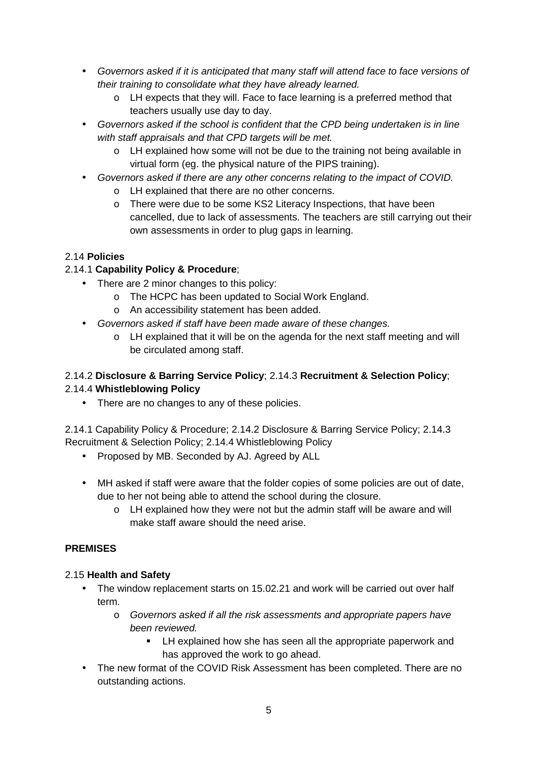- *Governors asked if it is anticipated that many staff will attend face to face versions of their training to consolidate what they have already learned.*
    - LH expects that they will. Face to face learning is a preferred method that teachers usually use day to day.
- *Governors asked if the school is confident that the CPD being undertaken is in line with staff appraisals and that CPD targets will be met.*
    - LH explained how some will not be due to the training not being available in virtual form (eg. the physical nature of the PIPS training).
- *Governors asked if there are any other concerns relating to the impact of COVID.*
    - LH explained that there are no other concerns.
    - There were due to be some KS2 Literacy Inspections, that have been cancelled, due to lack of assessments. The teachers are still carrying out their own assessments in order to plug gaps in learning.

2.14 **Policies**

2.14.1 **Capability Policy & Procedure**;

- There are 2 minor changes to this policy:
    - The HCPC has been updated to Social Work England.
    - An accessibility statement has been added.
- *Governors asked if staff have been made aware of these changes.*
    - LH explained that it will be on the agenda for the next staff meeting and will be circulated among staff.

2.14.2 **Disclosure & Barring Service Policy**; 2.14.3 **Recruitment & Selection Policy**; 2.14.4 **Whistleblowing Policy**

- There are no changes to any of these policies.

2.14.1 Capability Policy & Procedure; 2.14.2 Disclosure & Barring Service Policy; 2.14.3 Recruitment & Selection Policy; 2.14.4 Whistleblowing Policy

- Proposed by MB. Seconded by AJ. Agreed by ALL

- MH asked if staff were aware that the folder copies of some policies are out of date, due to her not being able to attend the school during the closure.
    - LH explained how they were not but the admin staff will be aware and will make staff aware should the need arise.

**PREMISES**

2.15 **Health and Safety**

- The window replacement starts on 15.02.21 and work will be carried out over half term.
    - *Governors asked if all the risk assessments and appropriate papers have been reviewed.*
        - LH explained how she has seen all the appropriate paperwork and has approved the work to go ahead.
- The new format of the COVID Risk Assessment has been completed. There are no outstanding actions.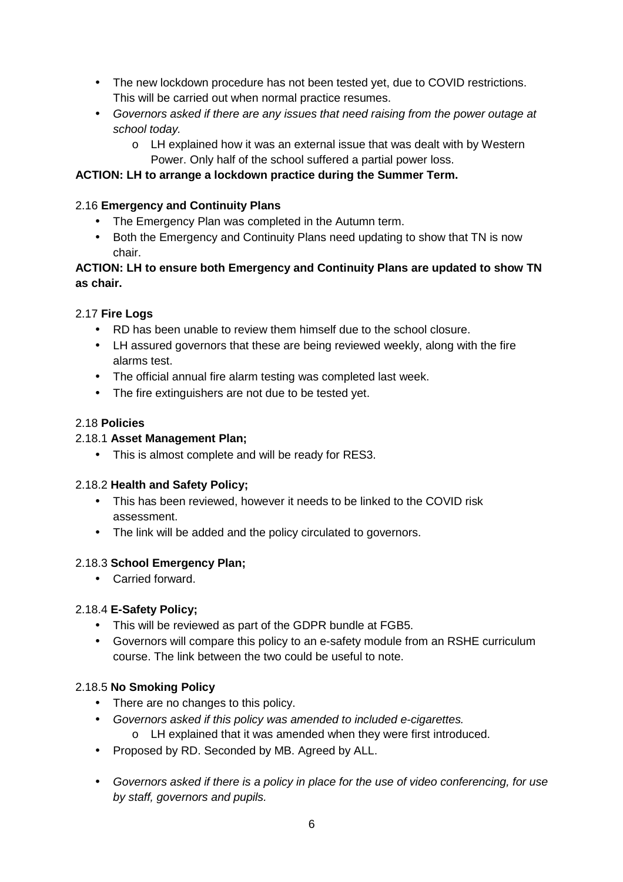- The new lockdown procedure has not been tested yet, due to COVID restrictions. This will be carried out when normal practice resumes.
- *Governors asked if there are any issues that need raising from the power outage at school today.*
  - LH explained how it was an external issue that was dealt with by Western Power. Only half of the school suffered a partial power loss.

**ACTION: LH to arrange a lockdown practice during the Summer Term.**

2.16 **Emergency and Continuity Plans**

- The Emergency Plan was completed in the Autumn term.
- Both the Emergency and Continuity Plans need updating to show that TN is now chair.

**ACTION: LH to ensure both Emergency and Continuity Plans are updated to show TN as chair.**

2.17 **Fire Logs**

- RD has been unable to review them himself due to the school closure.
- LH assured governors that these are being reviewed weekly, along with the fire alarms test.
- The official annual fire alarm testing was completed last week.
- The fire extinguishers are not due to be tested yet.

2.18 **Policies**

2.18.1 **Asset Management Plan;**

- This is almost complete and will be ready for RES3.

2.18.2 **Health and Safety Policy;**

- This has been reviewed, however it needs to be linked to the COVID risk assessment.
- The link will be added and the policy circulated to governors.

2.18.3 **School Emergency Plan;**

- Carried forward.

2.18.4 **E-Safety Policy;**

- This will be reviewed as part of the GDPR bundle at FGB5.
- Governors will compare this policy to an e-safety module from an RSHE curriculum course. The link between the two could be useful to note.

2.18.5 **No Smoking Policy**

- There are no changes to this policy.
- *Governors asked if this policy was amended to included e-cigarettes.*
  - LH explained that it was amended when they were first introduced.
- Proposed by RD. Seconded by MB. Agreed by ALL.

- *Governors asked if there is a policy in place for the use of video conferencing, for use by staff, governors and pupils.*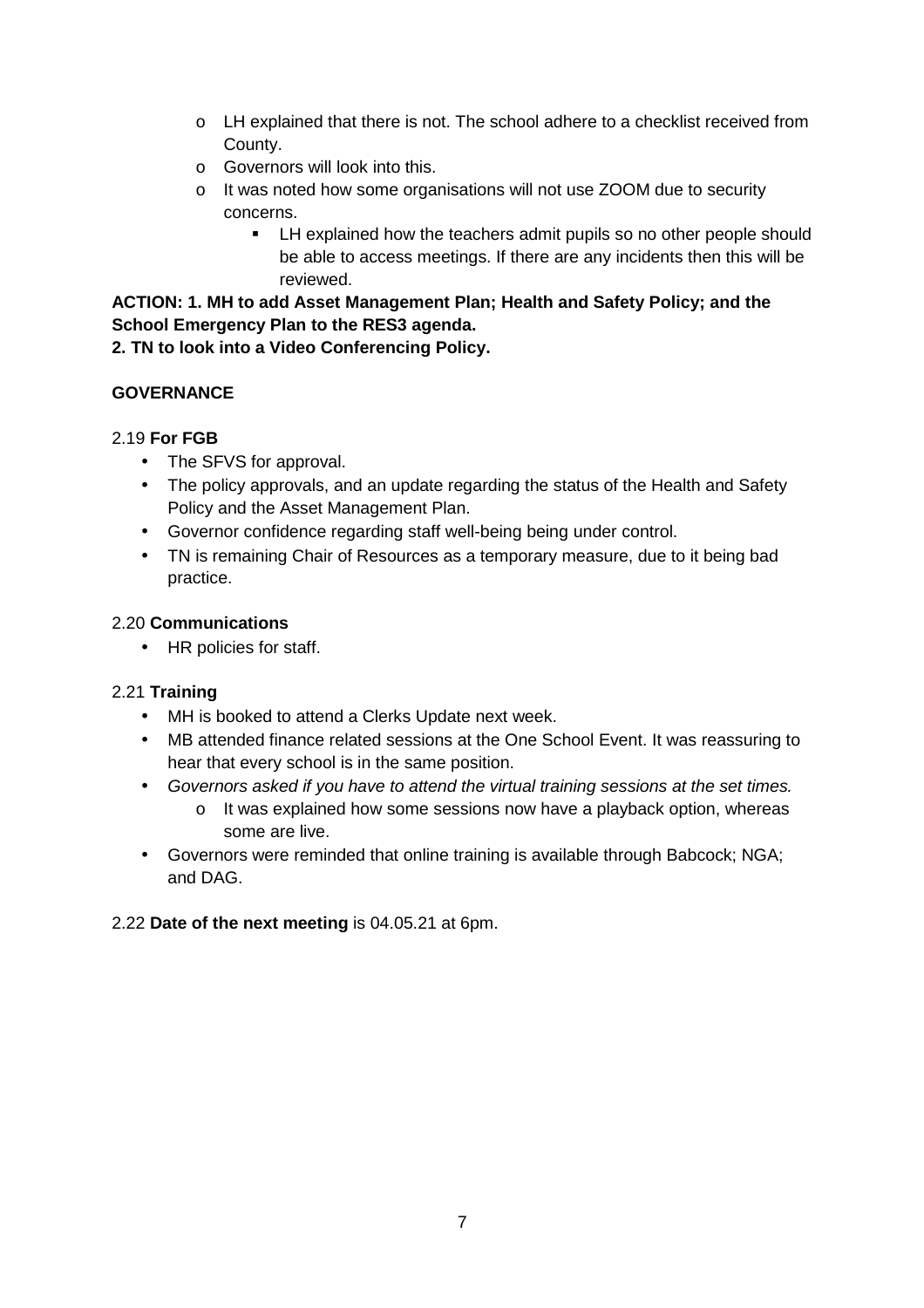- LH explained that there is not. The school adhere to a checklist received from County.
   - Governors will look into this.
   - It was noted how some organisations will not use ZOOM due to security concerns.
     - LH explained how the teachers admit pupils so no other people should be able to access meetings. If there are any incidents then this will be reviewed.

**ACTION: 1. MH to add Asset Management Plan; Health and Safety Policy; and the School Emergency Plan to the RES3 agenda.**
**2. TN to look into a Video Conferencing Policy.**

**GOVERNANCE**

2.19 **For FGB**

- The SFVS for approval.
- The policy approvals, and an update regarding the status of the Health and Safety Policy and the Asset Management Plan.
- Governor confidence regarding staff well-being being under control.
- TN is remaining Chair of Resources as a temporary measure, due to it being bad practice.

2.20 **Communications**

- HR policies for staff.

2.21 **Training**

- MH is booked to attend a Clerks Update next week.
- MB attended finance related sessions at the One School Event. It was reassuring to hear that every school is in the same position.
- *Governors asked if you have to attend the virtual training sessions at the set times.*
  - It was explained how some sessions now have a playback option, whereas some are live.
- Governors were reminded that online training is available through Babcock; NGA; and DAG.

2.22 **Date of the next meeting** is 04.05.21 at 6pm.